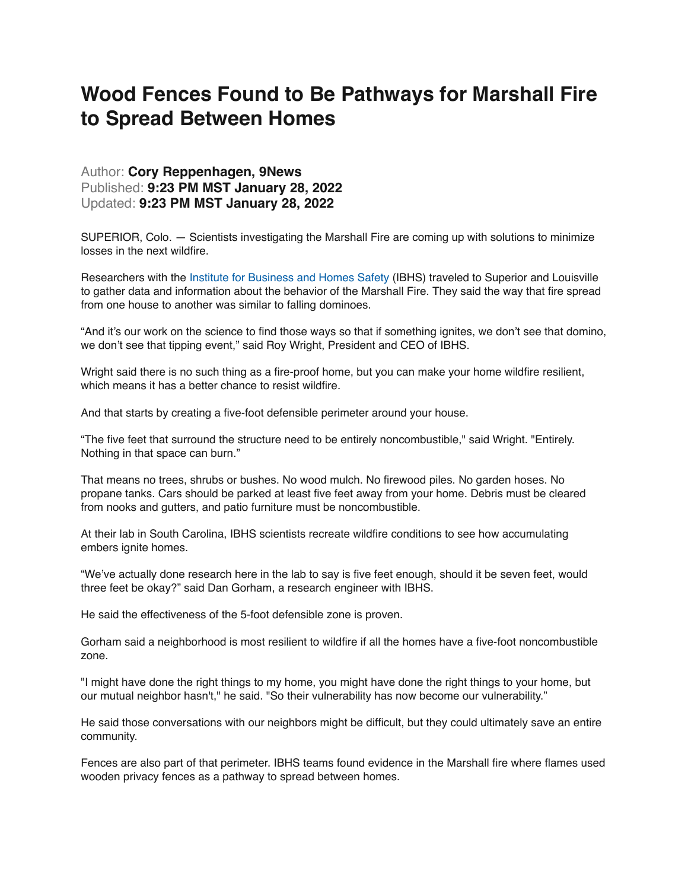# Wood Fences Found to Be Pathways for Marshall Fire to Spread Between Homes

Author: **Cory Reppenhagen, 9News**
Published: **9:23 PM MST January 28, 2022**
Updated: **9:23 PM MST January 28, 2022**

SUPERIOR, Colo. — Scientists investigating the Marshall Fire are coming up with solutions to minimize losses in the next wildfire.

Researchers with the Institute for Business and Homes Safety (IBHS) traveled to Superior and Louisville to gather data and information about the behavior of the Marshall Fire. They said the way that fire spread from one house to another was similar to falling dominoes.

“And it’s our work on the science to find those ways so that if something ignites, we don’t see that domino, we don’t see that tipping event,” said Roy Wright, President and CEO of IBHS.

Wright said there is no such thing as a fire-proof home, but you can make your home wildfire resilient, which means it has a better chance to resist wildfire.

And that starts by creating a five-foot defensible perimeter around your house.

“The five feet that surround the structure need to be entirely noncombustible," said Wright. "Entirely. Nothing in that space can burn.”

That means no trees, shrubs or bushes. No wood mulch. No firewood piles. No garden hoses. No propane tanks. Cars should be parked at least five feet away from your home. Debris must be cleared from nooks and gutters, and patio furniture must be noncombustible.

At their lab in South Carolina, IBHS scientists recreate wildfire conditions to see how accumulating embers ignite homes.

“We’ve actually done research here in the lab to say is five feet enough, should it be seven feet, would three feet be okay?” said Dan Gorham, a research engineer with IBHS.

He said the effectiveness of the 5-foot defensible zone is proven.

Gorham said a neighborhood is most resilient to wildfire if all the homes have a five-foot noncombustible zone.

"I might have done the right things to my home, you might have done the right things to your home, but our mutual neighbor hasn't," he said. "So their vulnerability has now become our vulnerability.”

He said those conversations with our neighbors might be difficult, but they could ultimately save an entire community.

Fences are also part of that perimeter. IBHS teams found evidence in the Marshall fire where flames used wooden privacy fences as a pathway to spread between homes.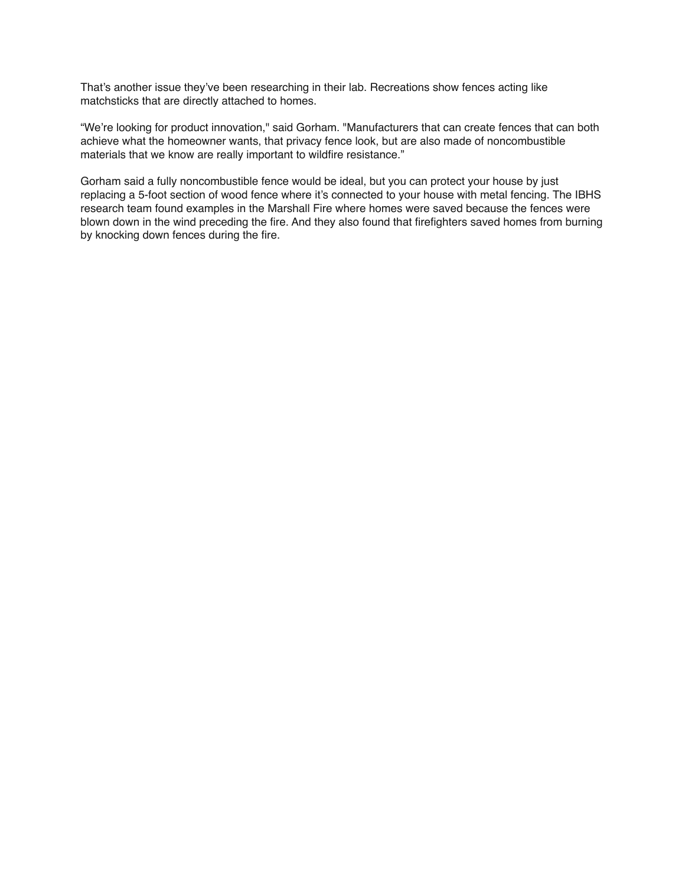That's another issue they've been researching in their lab. Recreations show fences acting like matchsticks that are directly attached to homes.

"We're looking for product innovation," said Gorham. "Manufacturers that can create fences that can both achieve what the homeowner wants, that privacy fence look, but are also made of noncombustible materials that we know are really important to wildfire resistance."

Gorham said a fully noncombustible fence would be ideal, but you can protect your house by just replacing a 5-foot section of wood fence where it's connected to your house with metal fencing. The IBHS research team found examples in the Marshall Fire where homes were saved because the fences were blown down in the wind preceding the fire. And they also found that firefighters saved homes from burning by knocking down fences during the fire.